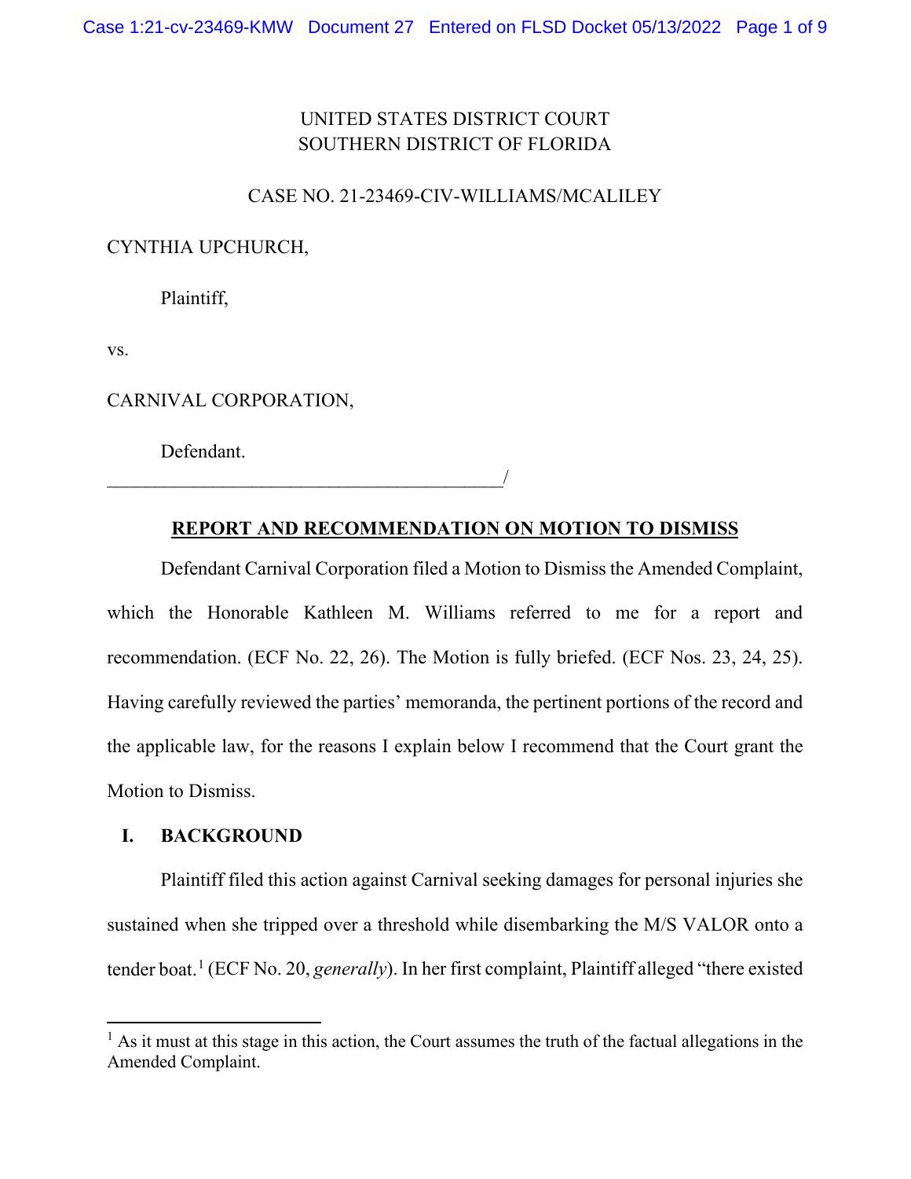UNITED STATES DISTRICT COURT
SOUTHERN DISTRICT OF FLORIDA

CASE NO. 21-23469-CIV-WILLIAMS/MCALILEY

CYNTHIA UPCHURCH,

Plaintiff,

vs.

CARNIVAL CORPORATION,

Defendant.
_________________________________________/

## REPORT AND RECOMMENDATION ON MOTION TO DISMISS

Defendant Carnival Corporation filed a Motion to Dismiss the Amended Complaint, which the Honorable Kathleen M. Williams referred to me for a report and recommendation. (ECF No. 22, 26). The Motion is fully briefed. (ECF Nos. 23, 24, 25). Having carefully reviewed the parties' memoranda, the pertinent portions of the record and the applicable law, for the reasons I explain below I recommend that the Court grant the Motion to Dismiss.

## I. BACKGROUND

Plaintiff filed this action against Carnival seeking damages for personal injuries she sustained when she tripped over a threshold while disembarking the M/S VALOR onto a tender boat.[1] (ECF No. 20, *generally*). In her first complaint, Plaintiff alleged "there existed

[1] As it must at this stage in this action, the Court assumes the truth of the factual allegations in the Amended Complaint.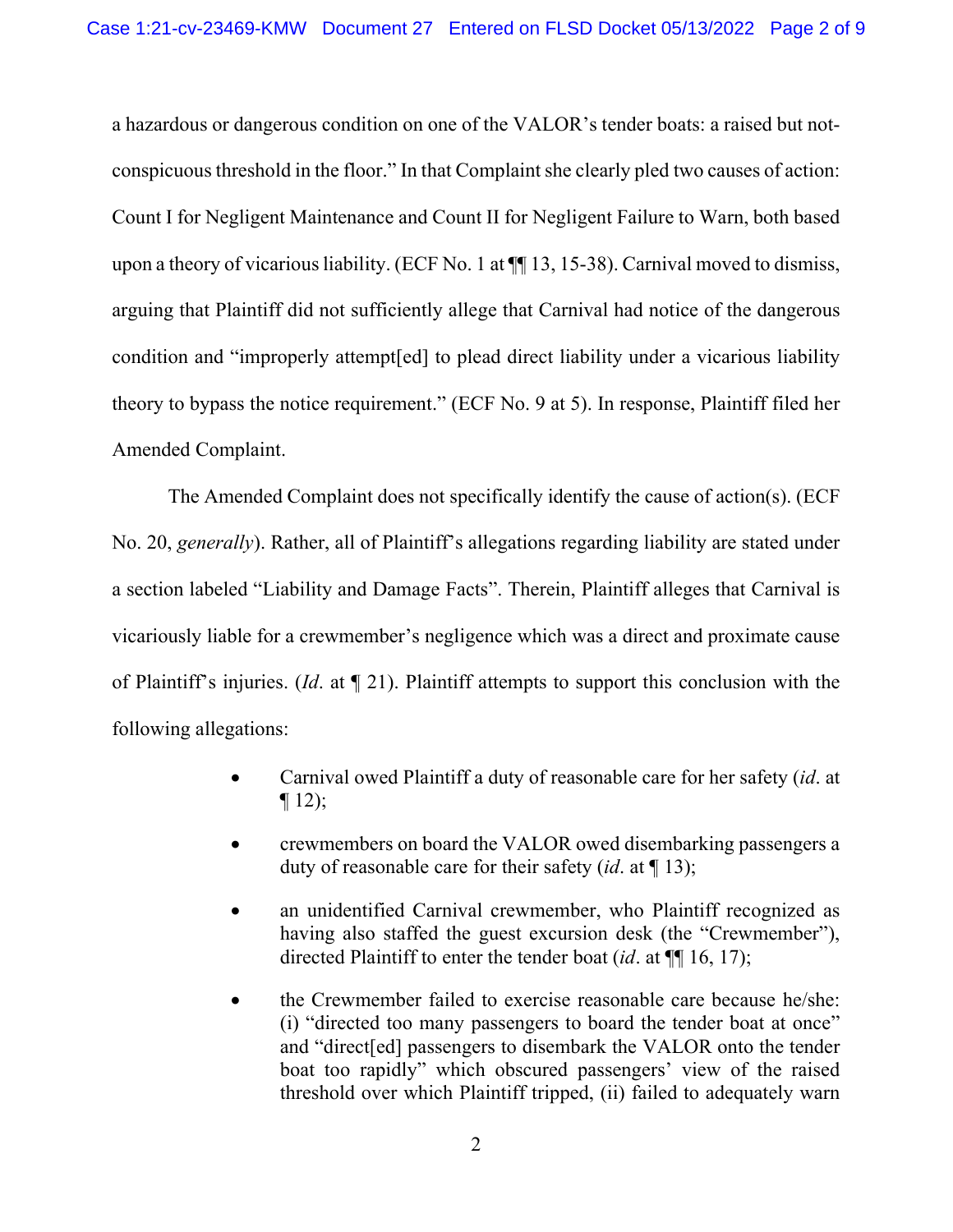a hazardous or dangerous condition on one of the VALOR's tender boats: a raised but not-conspicuous threshold in the floor." In that Complaint she clearly pled two causes of action: Count I for Negligent Maintenance and Count II for Negligent Failure to Warn, both based upon a theory of vicarious liability. (ECF No. 1 at ¶¶ 13, 15-38). Carnival moved to dismiss, arguing that Plaintiff did not sufficiently allege that Carnival had notice of the dangerous condition and "improperly attempt[ed] to plead direct liability under a vicarious liability theory to bypass the notice requirement." (ECF No. 9 at 5). In response, Plaintiff filed her Amended Complaint.

The Amended Complaint does not specifically identify the cause of action(s). (ECF No. 20, *generally*). Rather, all of Plaintiff's allegations regarding liability are stated under a section labeled "Liability and Damage Facts". Therein, Plaintiff alleges that Carnival is vicariously liable for a crewmember's negligence which was a direct and proximate cause of Plaintiff's injuries. (*Id*. at ¶ 21). Plaintiff attempts to support this conclusion with the following allegations:

- Carnival owed Plaintiff a duty of reasonable care for her safety (*id*. at ¶ 12);
- crewmembers on board the VALOR owed disembarking passengers a duty of reasonable care for their safety (*id*. at ¶ 13);
- an unidentified Carnival crewmember, who Plaintiff recognized as having also staffed the guest excursion desk (the "Crewmember"), directed Plaintiff to enter the tender boat (*id*. at ¶¶ 16, 17);
- the Crewmember failed to exercise reasonable care because he/she: (i) "directed too many passengers to board the tender boat at once" and "direct[ed] passengers to disembark the VALOR onto the tender boat too rapidly" which obscured passengers' view of the raised threshold over which Plaintiff tripped, (ii) failed to adequately warn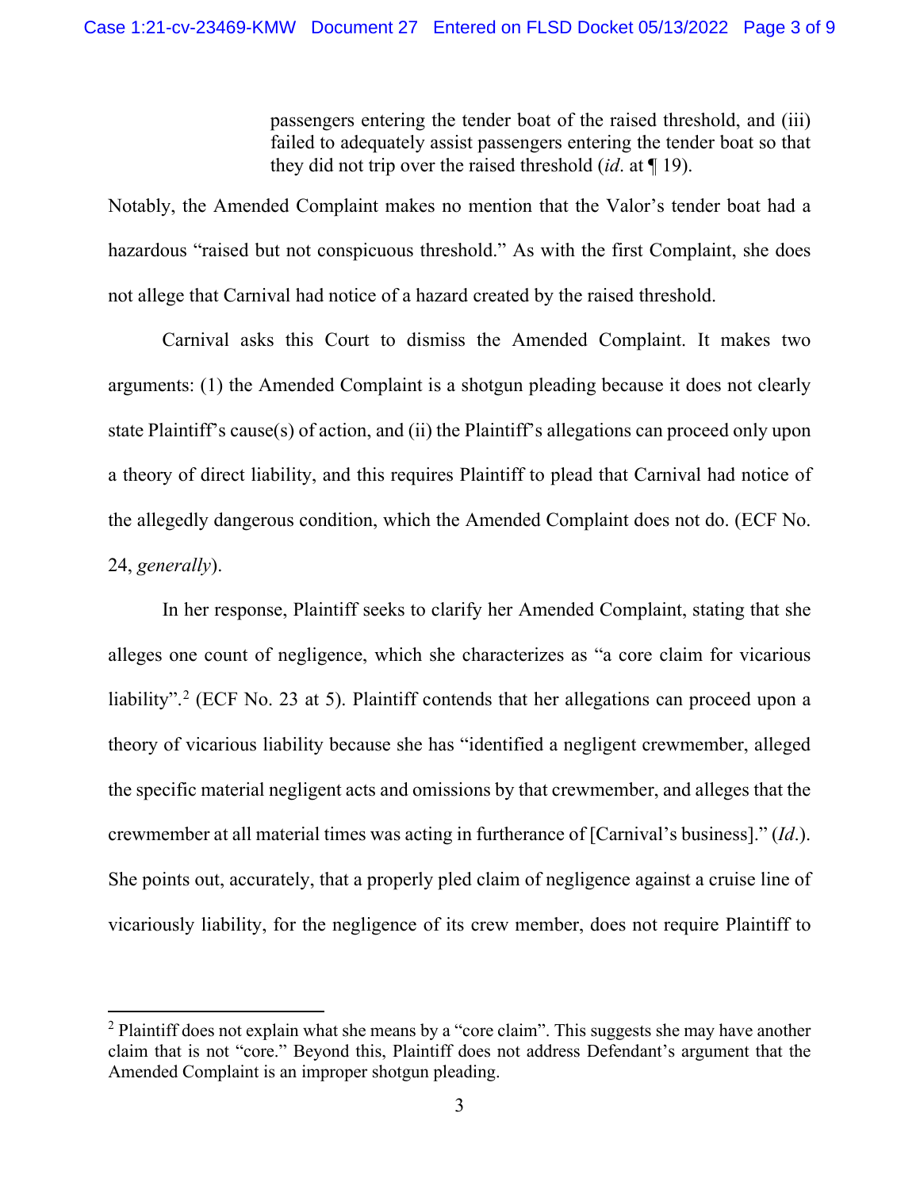> passengers entering the tender boat of the raised threshold, and (iii) failed to adequately assist passengers entering the tender boat so that they did not trip over the raised threshold (*id*. at ¶ 19).

Notably, the Amended Complaint makes no mention that the Valor's tender boat had a hazardous "raised but not conspicuous threshold." As with the first Complaint, she does not allege that Carnival had notice of a hazard created by the raised threshold.

Carnival asks this Court to dismiss the Amended Complaint. It makes two arguments: (1) the Amended Complaint is a shotgun pleading because it does not clearly state Plaintiff's cause(s) of action, and (ii) the Plaintiff's allegations can proceed only upon a theory of direct liability, and this requires Plaintiff to plead that Carnival had notice of the allegedly dangerous condition, which the Amended Complaint does not do. (ECF No. 24, *generally*).

In her response, Plaintiff seeks to clarify her Amended Complaint, stating that she alleges one count of negligence, which she characterizes as "a core claim for vicarious liability".[2] (ECF No. 23 at 5). Plaintiff contends that her allegations can proceed upon a theory of vicarious liability because she has "identified a negligent crewmember, alleged the specific material negligent acts and omissions by that crewmember, and alleges that the crewmember at all material times was acting in furtherance of [Carnival's business]." (*Id*.). She points out, accurately, that a properly pled claim of negligence against a cruise line of vicariously liability, for the negligence of its crew member, does not require Plaintiff to

[2] Plaintiff does not explain what she means by a "core claim". This suggests she may have another claim that is not "core." Beyond this, Plaintiff does not address Defendant's argument that the Amended Complaint is an improper shotgun pleading.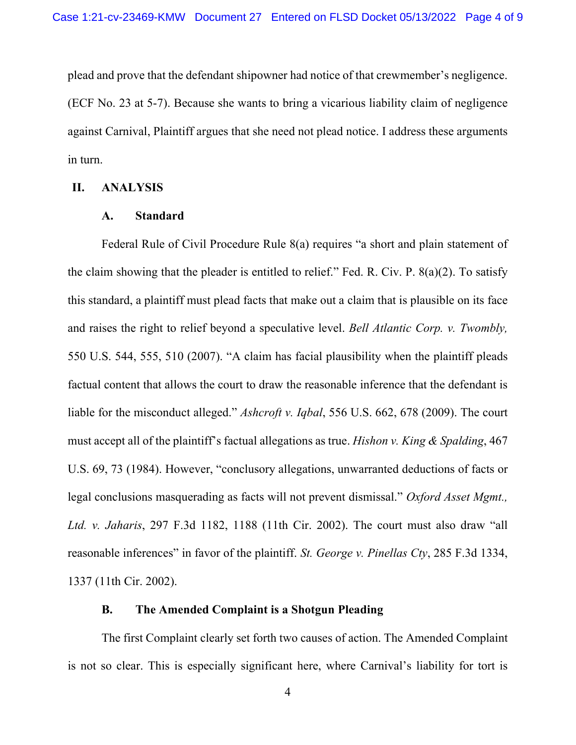plead and prove that the defendant shipowner had notice of that crewmember's negligence. (ECF No. 23 at 5-7). Because she wants to bring a vicarious liability claim of negligence against Carnival, Plaintiff argues that she need not plead notice. I address these arguments in turn.

## II. ANALYSIS

### A. Standard

Federal Rule of Civil Procedure Rule 8(a) requires "a short and plain statement of the claim showing that the pleader is entitled to relief." Fed. R. Civ. P. 8(a)(2). To satisfy this standard, a plaintiff must plead facts that make out a claim that is plausible on its face and raises the right to relief beyond a speculative level. *Bell Atlantic Corp. v. Twombly,* 550 U.S. 544, 555, 510 (2007). "A claim has facial plausibility when the plaintiff pleads factual content that allows the court to draw the reasonable inference that the defendant is liable for the misconduct alleged." *Ashcroft v. Iqbal*, 556 U.S. 662, 678 (2009). The court must accept all of the plaintiff's factual allegations as true. *Hishon v. King & Spalding*, 467 U.S. 69, 73 (1984). However, "conclusory allegations, unwarranted deductions of facts or legal conclusions masquerading as facts will not prevent dismissal." *Oxford Asset Mgmt., Ltd. v. Jaharis*, 297 F.3d 1182, 1188 (11th Cir. 2002). The court must also draw "all reasonable inferences" in favor of the plaintiff. *St. George v. Pinellas Cty*, 285 F.3d 1334, 1337 (11th Cir. 2002).

### B. The Amended Complaint is a Shotgun Pleading

The first Complaint clearly set forth two causes of action. The Amended Complaint is not so clear. This is especially significant here, where Carnival's liability for tort is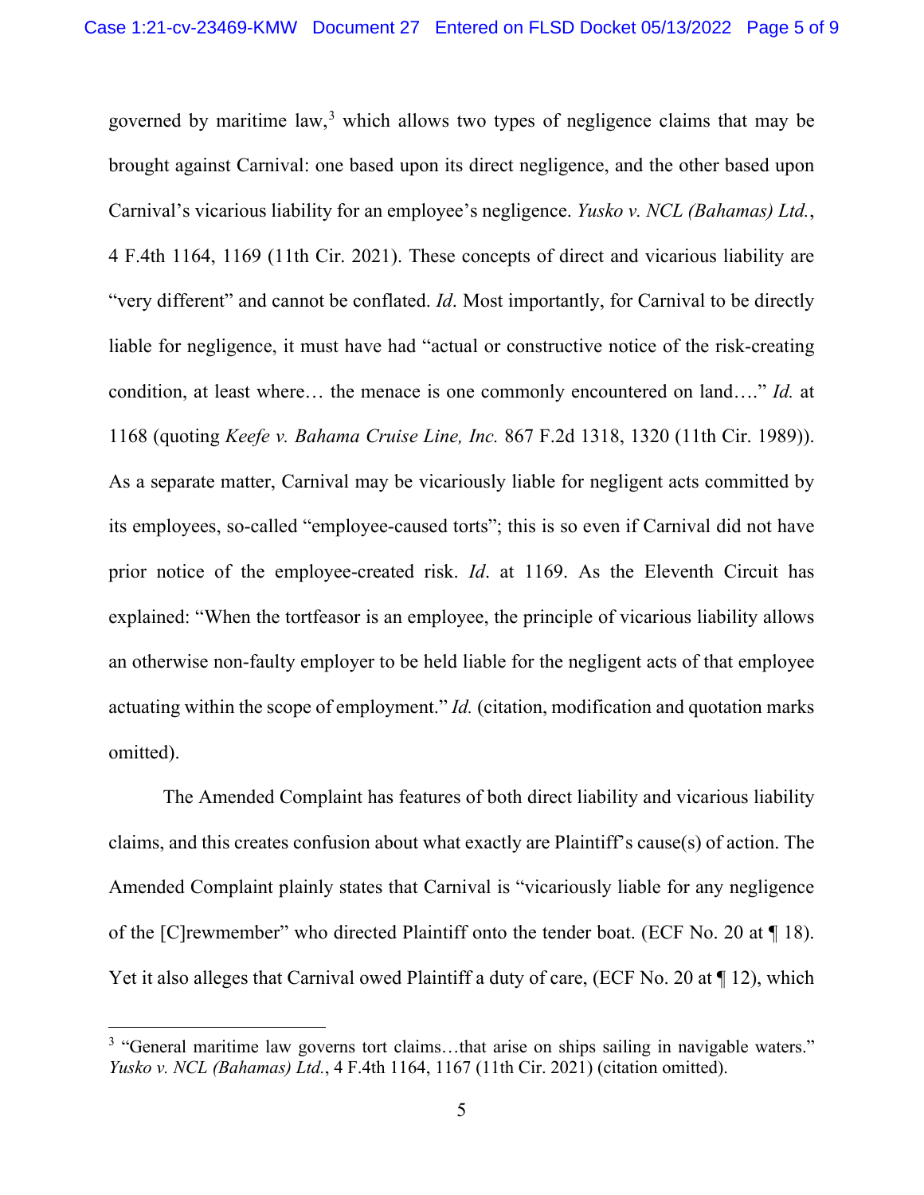governed by maritime law,[3] which allows two types of negligence claims that may be brought against Carnival: one based upon its direct negligence, and the other based upon Carnival's vicarious liability for an employee's negligence. *Yusko v. NCL (Bahamas) Ltd.*, 4 F.4th 1164, 1169 (11th Cir. 2021). These concepts of direct and vicarious liability are "very different" and cannot be conflated. *Id*. Most importantly, for Carnival to be directly liable for negligence, it must have had "actual or constructive notice of the risk-creating condition, at least where… the menace is one commonly encountered on land…." *Id.* at 1168 (quoting *Keefe v. Bahama Cruise Line, Inc.* 867 F.2d 1318, 1320 (11th Cir. 1989)). As a separate matter, Carnival may be vicariously liable for negligent acts committed by its employees, so-called "employee-caused torts"; this is so even if Carnival did not have prior notice of the employee-created risk. *Id*. at 1169. As the Eleventh Circuit has explained: "When the tortfeasor is an employee, the principle of vicarious liability allows an otherwise non-faulty employer to be held liable for the negligent acts of that employee actuating within the scope of employment." *Id.* (citation, modification and quotation marks omitted).

The Amended Complaint has features of both direct liability and vicarious liability claims, and this creates confusion about what exactly are Plaintiff's cause(s) of action. The Amended Complaint plainly states that Carnival is "vicariously liable for any negligence of the [C]rewmember" who directed Plaintiff onto the tender boat. (ECF No. 20 at ¶ 18). Yet it also alleges that Carnival owed Plaintiff a duty of care, (ECF No. 20 at ¶ 12), which

---

[3] "General maritime law governs tort claims…that arise on ships sailing in navigable waters." *Yusko v. NCL (Bahamas) Ltd.*, 4 F.4th 1164, 1167 (11th Cir. 2021) (citation omitted).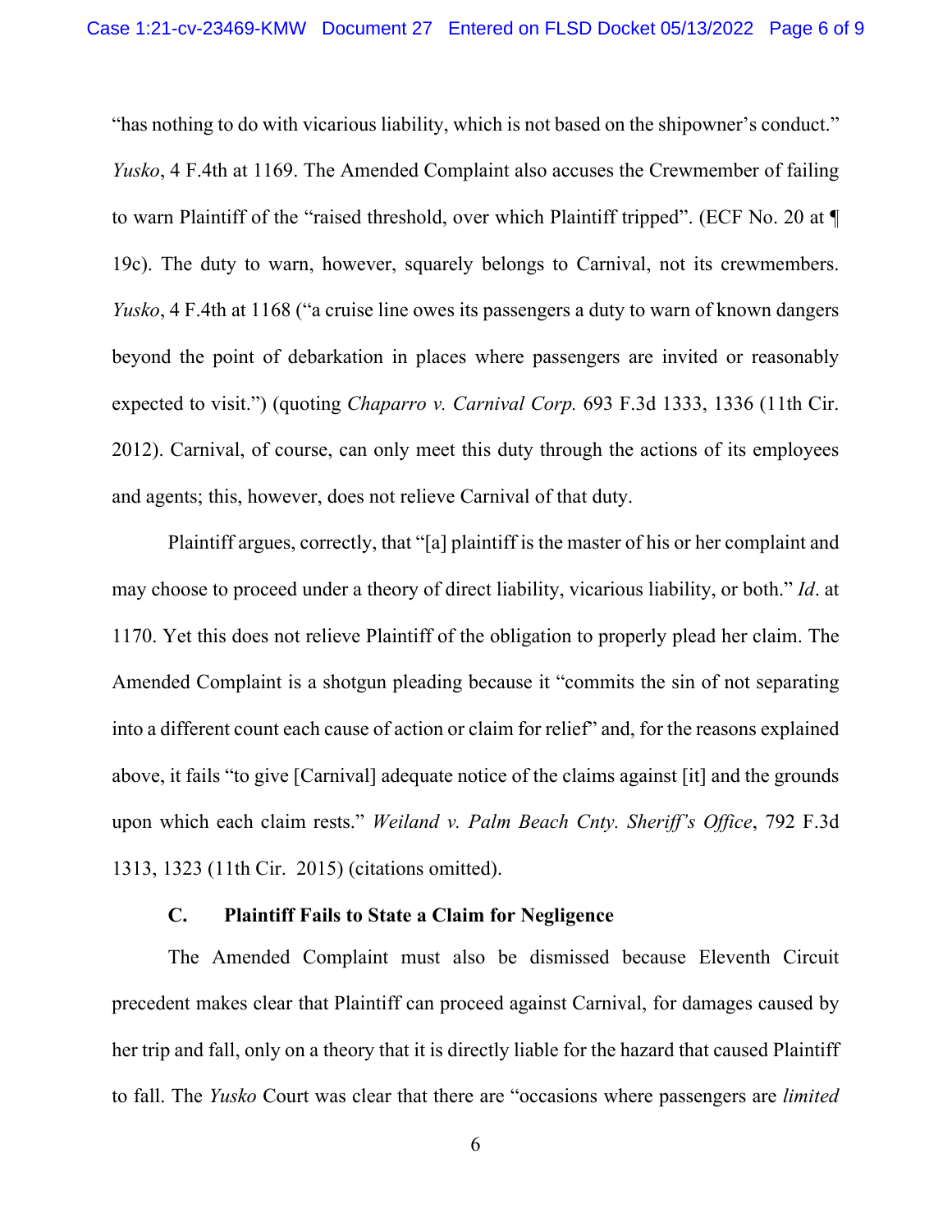"has nothing to do with vicarious liability, which is not based on the shipowner's conduct." *Yusko*, 4 F.4th at 1169. The Amended Complaint also accuses the Crewmember of failing to warn Plaintiff of the "raised threshold, over which Plaintiff tripped". (ECF No. 20 at ¶ 19c). The duty to warn, however, squarely belongs to Carnival, not its crewmembers. *Yusko*, 4 F.4th at 1168 ("a cruise line owes its passengers a duty to warn of known dangers beyond the point of debarkation in places where passengers are invited or reasonably expected to visit.") (quoting *Chaparro v. Carnival Corp.* 693 F.3d 1333, 1336 (11th Cir. 2012). Carnival, of course, can only meet this duty through the actions of its employees and agents; this, however, does not relieve Carnival of that duty.

Plaintiff argues, correctly, that "[a] plaintiff is the master of his or her complaint and may choose to proceed under a theory of direct liability, vicarious liability, or both." *Id*. at 1170. Yet this does not relieve Plaintiff of the obligation to properly plead her claim. The Amended Complaint is a shotgun pleading because it "commits the sin of not separating into a different count each cause of action or claim for relief" and, for the reasons explained above, it fails "to give [Carnival] adequate notice of the claims against [it] and the grounds upon which each claim rests." *Weiland v. Palm Beach Cnty. Sheriff's Office*, 792 F.3d 1313, 1323 (11th Cir. 2015) (citations omitted).

### C. Plaintiff Fails to State a Claim for Negligence

The Amended Complaint must also be dismissed because Eleventh Circuit precedent makes clear that Plaintiff can proceed against Carnival, for damages caused by her trip and fall, only on a theory that it is directly liable for the hazard that caused Plaintiff to fall. The *Yusko* Court was clear that there are "occasions where passengers are *limited*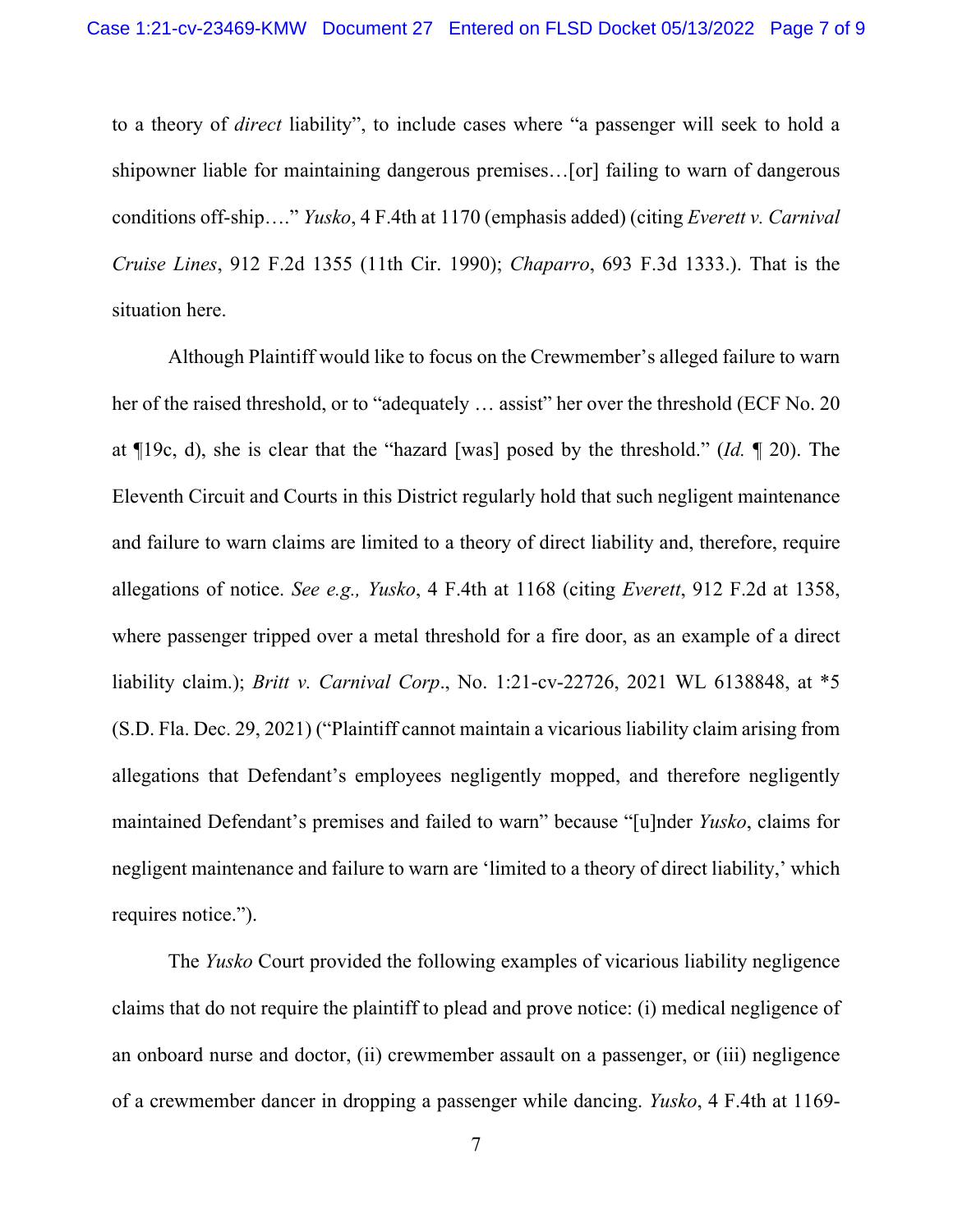to a theory of *direct* liability", to include cases where "a passenger will seek to hold a shipowner liable for maintaining dangerous premises…[or] failing to warn of dangerous conditions off-ship…." *Yusko*, 4 F.4th at 1170 (emphasis added) (citing *Everett v. Carnival Cruise Lines*, 912 F.2d 1355 (11th Cir. 1990); *Chaparro*, 693 F.3d 1333.). That is the situation here.

Although Plaintiff would like to focus on the Crewmember's alleged failure to warn her of the raised threshold, or to "adequately … assist" her over the threshold (ECF No. 20 at ¶19c, d), she is clear that the "hazard [was] posed by the threshold." (*Id.* ¶ 20). The Eleventh Circuit and Courts in this District regularly hold that such negligent maintenance and failure to warn claims are limited to a theory of direct liability and, therefore, require allegations of notice. *See e.g., Yusko*, 4 F.4th at 1168 (citing *Everett*, 912 F.2d at 1358, where passenger tripped over a metal threshold for a fire door, as an example of a direct liability claim.); *Britt v. Carnival Corp*., No. 1:21-cv-22726, 2021 WL 6138848, at *5 (S.D. Fla. Dec. 29, 2021) ("Plaintiff cannot maintain a vicarious liability claim arising from allegations that Defendant's employees negligently mopped, and therefore negligently maintained Defendant's premises and failed to warn" because "[u]nder *Yusko*, claims for negligent maintenance and failure to warn are 'limited to a theory of direct liability,' which requires notice.").

The *Yusko* Court provided the following examples of vicarious liability negligence claims that do not require the plaintiff to plead and prove notice: (i) medical negligence of an onboard nurse and doctor, (ii) crewmember assault on a passenger, or (iii) negligence of a crewmember dancer in dropping a passenger while dancing. *Yusko*, 4 F.4th at 1169-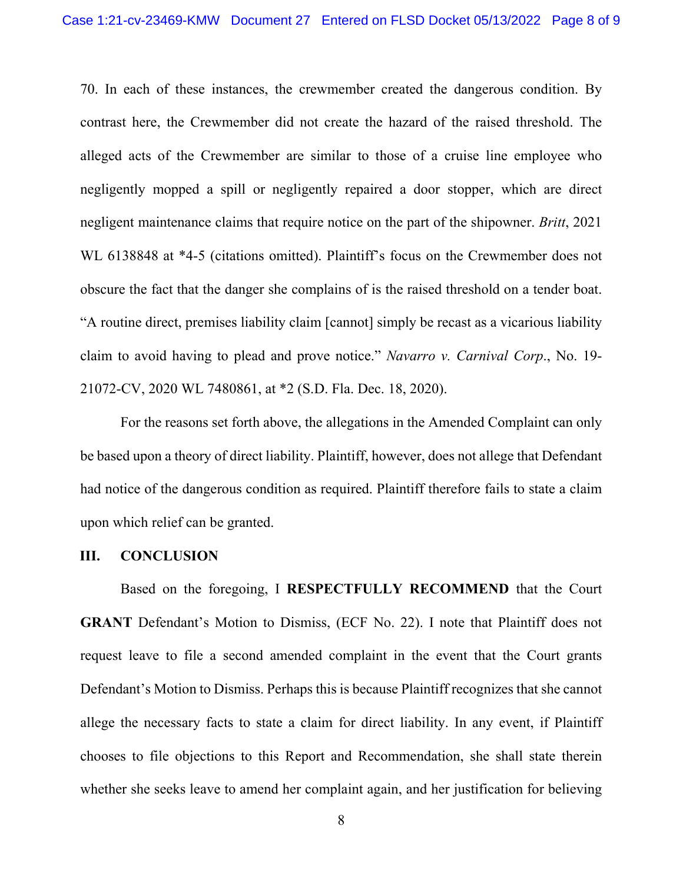70. In each of these instances, the crewmember created the dangerous condition. By contrast here, the Crewmember did not create the hazard of the raised threshold. The alleged acts of the Crewmember are similar to those of a cruise line employee who negligently mopped a spill or negligently repaired a door stopper, which are direct negligent maintenance claims that require notice on the part of the shipowner. *Britt*, 2021 WL 6138848 at *4-5 (citations omitted). Plaintiff's focus on the Crewmember does not obscure the fact that the danger she complains of is the raised threshold on a tender boat. "A routine direct, premises liability claim [cannot] simply be recast as a vicarious liability claim to avoid having to plead and prove notice." *Navarro v. Carnival Corp*., No. 19-21072-CV, 2020 WL 7480861, at *2 (S.D. Fla. Dec. 18, 2020).

For the reasons set forth above, the allegations in the Amended Complaint can only be based upon a theory of direct liability. Plaintiff, however, does not allege that Defendant had notice of the dangerous condition as required. Plaintiff therefore fails to state a claim upon which relief can be granted.

## III. CONCLUSION

Based on the foregoing, I **RESPECTFULLY RECOMMEND** that the Court **GRANT** Defendant's Motion to Dismiss, (ECF No. 22). I note that Plaintiff does not request leave to file a second amended complaint in the event that the Court grants Defendant's Motion to Dismiss. Perhaps this is because Plaintiff recognizes that she cannot allege the necessary facts to state a claim for direct liability. In any event, if Plaintiff chooses to file objections to this Report and Recommendation, she shall state therein whether she seeks leave to amend her complaint again, and her justification for believing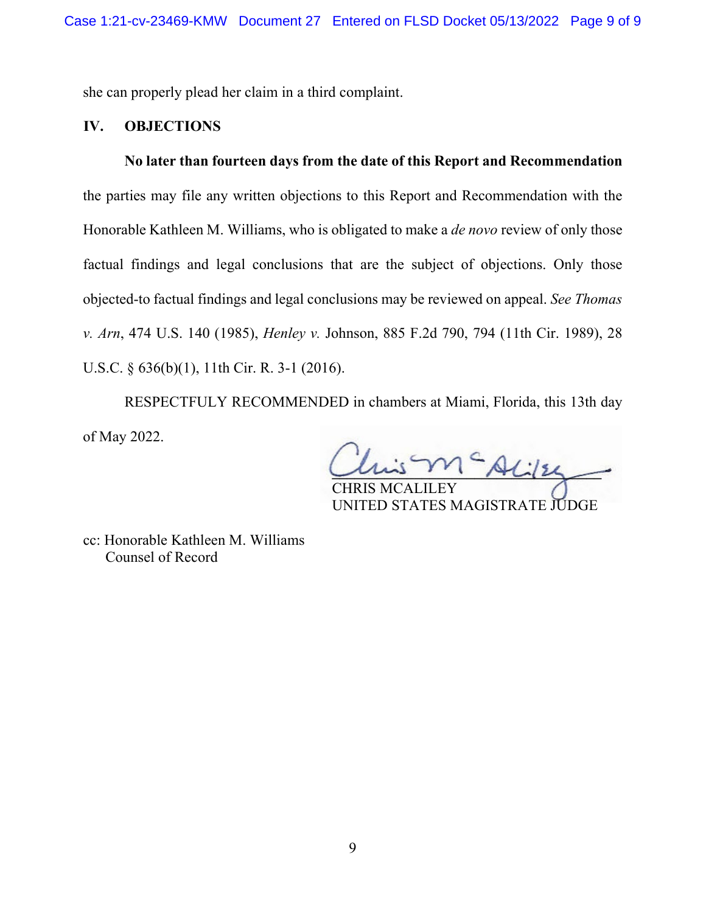she can properly plead her claim in a third complaint.

## IV. OBJECTIONS

**No later than fourteen days from the date of this Report and Recommendation** the parties may file any written objections to this Report and Recommendation with the Honorable Kathleen M. Williams, who is obligated to make a *de novo* review of only those factual findings and legal conclusions that are the subject of objections. Only those objected-to factual findings and legal conclusions may be reviewed on appeal. *See Thomas v. Arn*, 474 U.S. 140 (1985), *Henley v.* Johnson, 885 F.2d 790, 794 (11th Cir. 1989), 28 U.S.C. § 636(b)(1), 11th Cir. R. 3-1 (2016).

RESPECTFULY RECOMMENDED in chambers at Miami, Florida, this 13th day of May 2022.

CHRIS MCALILEY
UNITED STATES MAGISTRATE JUDGE

cc: Honorable Kathleen M. Williams
Counsel of Record